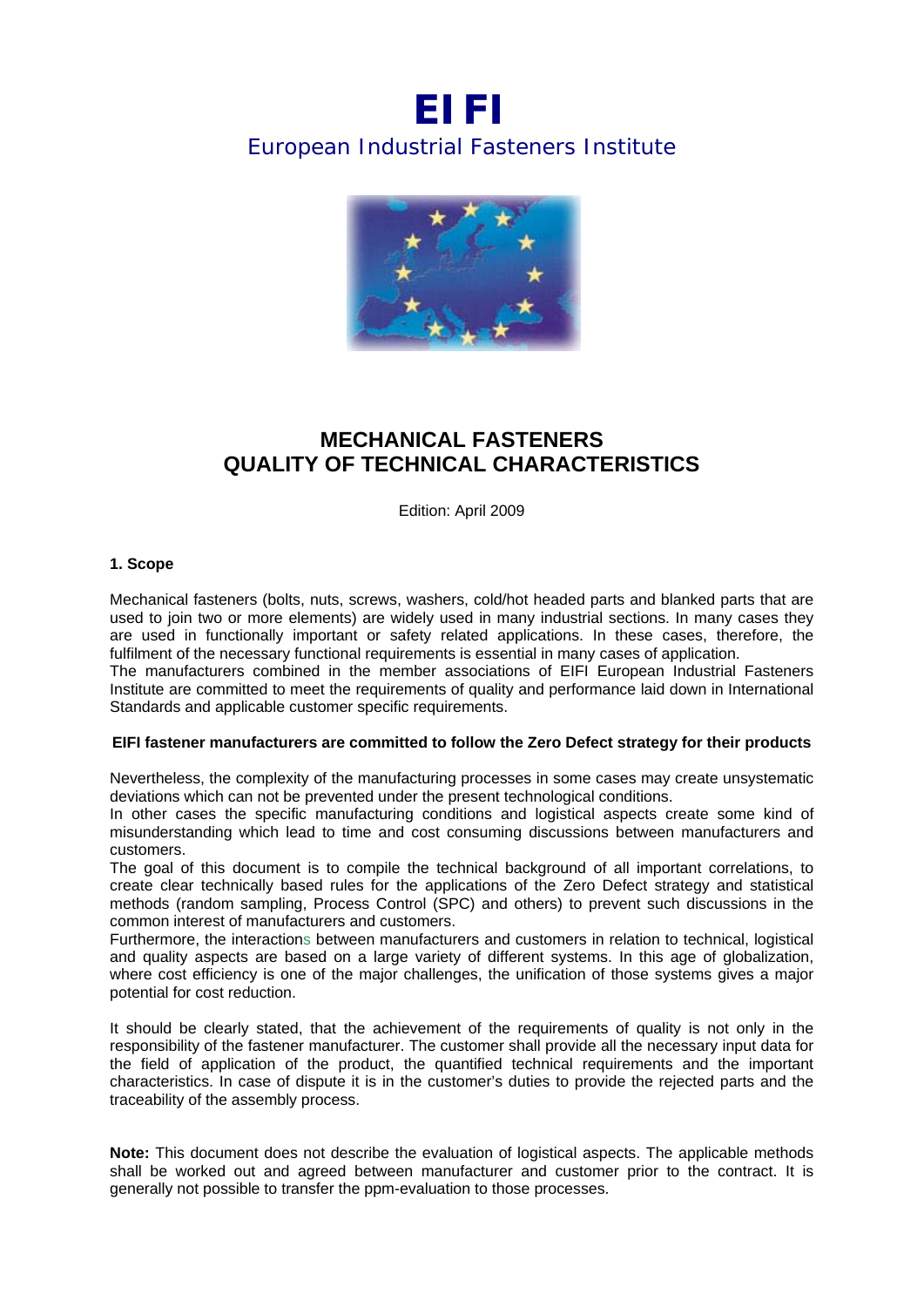# EIFI

European Industrial Fasteners Institute

## MECHANICAL FASTENERS QUALITY OF TECHNICAL CHARACTERISTICS

Edition: April 2009

### 1. Scope

Mechanical fasteners (bolts, nuts, screws, washers, cold/hot headed parts and blanked parts that are used to join two or more elements) are widely used in many industrial sections. In many cases they are used in functionally important or safety related applications. In these cases, therefore, the fulfilment of the necessary functional requirements is essential in many cases of application.

The manufacturers combined in the member associations of EIFI European Industrial Fasteners Institute are committed to meet the requirements of quality and performance laid down in International Standards and applicable customer specific requirements.

**EIFI fastener manufacturers are committed to follow the Zero Defect strategy for their products**

Nevertheless, the complexity of the manufacturing processes in some cases may create unsystematic deviations which can not be prevented under the present technological conditions.

In other cases the specific manufacturing conditions and logistical aspects create some kind of misunderstanding which lead to time and cost consuming discussions between manufacturers and customers.

The goal of this document is to compile the technical background of all important correlations, to create clear technically based rules for the applications of the Zero Defect strategy and statistical methods (random sampling, Process Control (SPC) and others) to prevent such discussions in the common interest of manufacturers and customers.

Furthermore, the interactions between manufacturers and customers in relation to technical, logistical and quality aspects are based on a large variety of different systems. In this age of globalization, where cost efficiency is one of the major challenges, the unification of those systems gives a major potential for cost reduction.

It should be clearly stated, that the achievement of the requirements of quality is not only in the responsibility of the fastener manufacturer. The customer shall provide all the necessary input data for the field of application of the product, the quantified technical requirements and the important characteristics. In case of dispute it is in the customer's duties to provide the rejected parts and the traceability of the assembly process.

**Note:** This document does not describe the evaluation of logistical aspects. The applicable methods shall be worked out and agreed between manufacturer and customer prior to the contract. It is generally not possible to transfer the ppm-evaluation to those processes.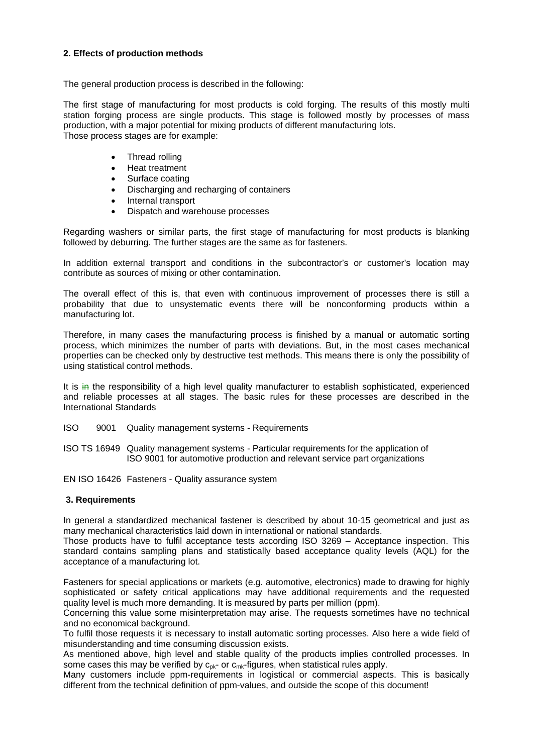## 2. Effects of production methods

The general production process is described in the following:

The first stage of manufacturing for most products is cold forging. The results of this mostly multi station forging process are single products. This stage is followed mostly by processes of mass production, with a major potential for mixing products of different manufacturing lots.
Those process stages are for example:

- Thread rolling
- Heat treatment
- Surface coating
- Discharging and recharging of containers
- Internal transport
- Dispatch and warehouse processes

Regarding washers or similar parts, the first stage of manufacturing for most products is blanking followed by deburring. The further stages are the same as for fasteners.

In addition external transport and conditions in the subcontractor's or customer's location may contribute as sources of mixing or other contamination.

The overall effect of this is, that even with continuous improvement of processes there is still a probability that due to unsystematic events there will be nonconforming products within a manufacturing lot.

Therefore, in many cases the manufacturing process is finished by a manual or automatic sorting process, which minimizes the number of parts with deviations. But, in the most cases mechanical properties can be checked only by destructive test methods. This means there is only the possibility of using statistical control methods.

It is ~~in~~ the responsibility of a high level quality manufacturer to establish sophisticated, experienced and reliable processes at all stages. The basic rules for these processes are described in the International Standards

ISO 9001 Quality management systems - Requirements

ISO TS 16949 Quality management systems - Particular requirements for the application of ISO 9001 for automotive production and relevant service part organizations

EN ISO 16426 Fasteners - Quality assurance system

## 3. Requirements

In general a standardized mechanical fastener is described by about 10-15 geometrical and just as many mechanical characteristics laid down in international or national standards.
Those products have to fulfil acceptance tests according ISO 3269 – Acceptance inspection. This standard contains sampling plans and statistically based acceptance quality levels (AQL) for the acceptance of a manufacturing lot.

Fasteners for special applications or markets (e.g. automotive, electronics) made to drawing for highly sophisticated or safety critical applications may have additional requirements and the requested quality level is much more demanding. It is measured by parts per million (ppm).
Concerning this value some misinterpretation may arise. The requests sometimes have no technical and no economical background.
To fulfil those requests it is necessary to install automatic sorting processes. Also here a wide field of misunderstanding and time consuming discussion exists.
As mentioned above, high level and stable quality of the products implies controlled processes. In some cases this may be verified by $c_{pk}$- or $c_{mk}$-figures, when statistical rules apply.
Many customers include ppm-requirements in logistical or commercial aspects. This is basically different from the technical definition of ppm-values, and outside the scope of this document!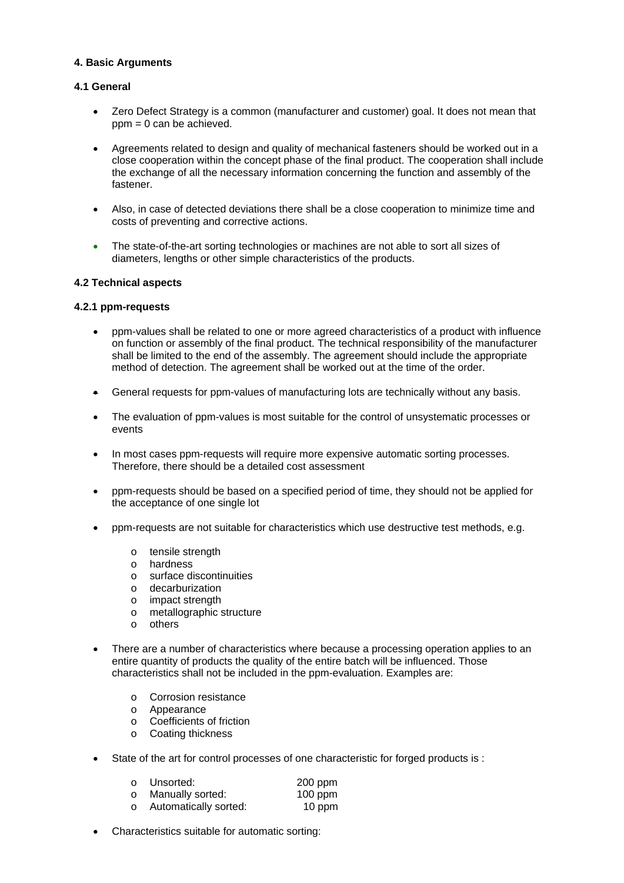## 4. Basic Arguments

### 4.1 General

- Zero Defect Strategy is a common (manufacturer and customer) goal. It does not mean that ppm = 0 can be achieved.
- Agreements related to design and quality of mechanical fasteners should be worked out in a close cooperation within the concept phase of the final product. The cooperation shall include the exchange of all the necessary information concerning the function and assembly of the fastener.
- Also, in case of detected deviations there shall be a close cooperation to minimize time and costs of preventing and corrective actions.
- The state-of-the-art sorting technologies or machines are not able to sort all sizes of diameters, lengths or other simple characteristics of the products.

### 4.2 Technical aspects

#### 4.2.1 ppm-requests

- ppm-values shall be related to one or more agreed characteristics of a product with influence on function or assembly of the final product. The technical responsibility of the manufacturer shall be limited to the end of the assembly. The agreement should include the appropriate method of detection. The agreement shall be worked out at the time of the order.
- General requests for ppm-values of manufacturing lots are technically without any basis.
- The evaluation of ppm-values is most suitable for the control of unsystematic processes or events
- In most cases ppm-requests will require more expensive automatic sorting processes. Therefore, there should be a detailed cost assessment
- ppm-requests should be based on a specified period of time, they should not be applied for the acceptance of one single lot
- ppm-requests are not suitable for characteristics which use destructive test methods, e.g.
  - tensile strength
  - hardness
  - surface discontinuities
  - decarburization
  - impact strength
  - metallographic structure
  - others
- There are a number of characteristics where because a processing operation applies to an entire quantity of products the quality of the entire batch will be influenced. Those characteristics shall not be included in the ppm-evaluation. Examples are:
  - Corrosion resistance
  - Appearance
  - Coefficients of friction
  - Coating thickness
- State of the art for control processes of one characteristic for forged products is :
  - Unsorted: 200 ppm
  - Manually sorted: 100 ppm
  - Automatically sorted: 10 ppm
- Characteristics suitable for automatic sorting: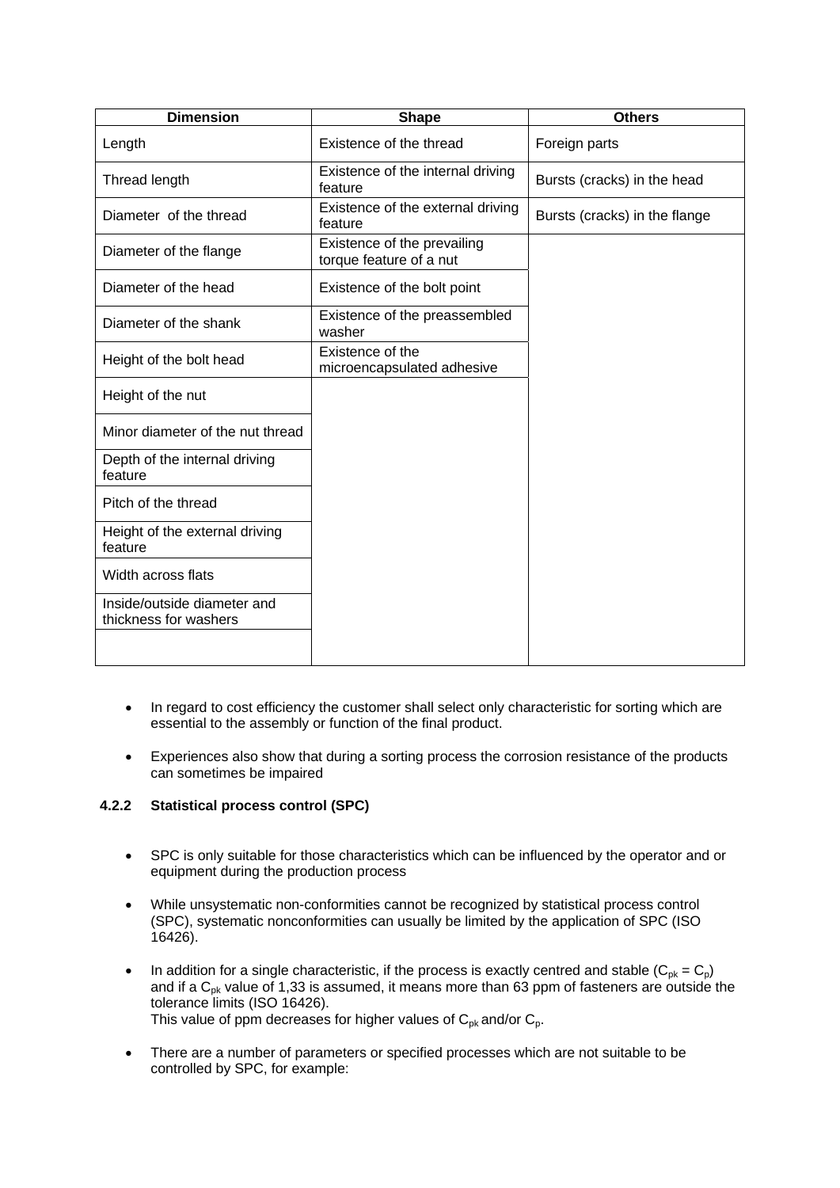| Dimension | Shape | Others |
|---|---|---|
| Length | Existence of the thread | Foreign parts |
| Thread length | Existence of the internal driving feature | Bursts (cracks) in the head |
| Diameter of the thread | Existence of the external driving feature | Bursts (cracks) in the flange |
| Diameter of the flange | Existence of the prevailing torque feature of a nut | |
| Diameter of the head | Existence of the bolt point | |
| Diameter of the shank | Existence of the preassembled washer | |
| Height of the bolt head | Existence of the microencapsulated adhesive | |
| Height of the nut | | |
| Minor diameter of the nut thread | | |
| Depth of the internal driving feature | | |
| Pitch of the thread | | |
| Height of the external driving feature | | |
| Width across flats | | |
| Inside/outside diameter and thickness for washers | | |
| | | |

- In regard to cost efficiency the customer shall select only characteristic for sorting which are essential to the assembly or function of the final product.
- Experiences also show that during a sorting process the corrosion resistance of the products can sometimes be impaired

### 4.2.2 Statistical process control (SPC)

- SPC is only suitable for those characteristics which can be influenced by the operator and or equipment during the production process
- While unsystematic non-conformities cannot be recognized by statistical process control (SPC), systematic nonconformities can usually be limited by the application of SPC (ISO 16426).
- In addition for a single characteristic, if the process is exactly centred and stable ($C_{pk} = C_p$) and if a $C_{pk}$ value of 1,33 is assumed, it means more than 63 ppm of fasteners are outside the tolerance limits (ISO 16426).
  This value of ppm decreases for higher values of $C_{pk}$ and/or $C_p$.
- There are a number of parameters or specified processes which are not suitable to be controlled by SPC, for example: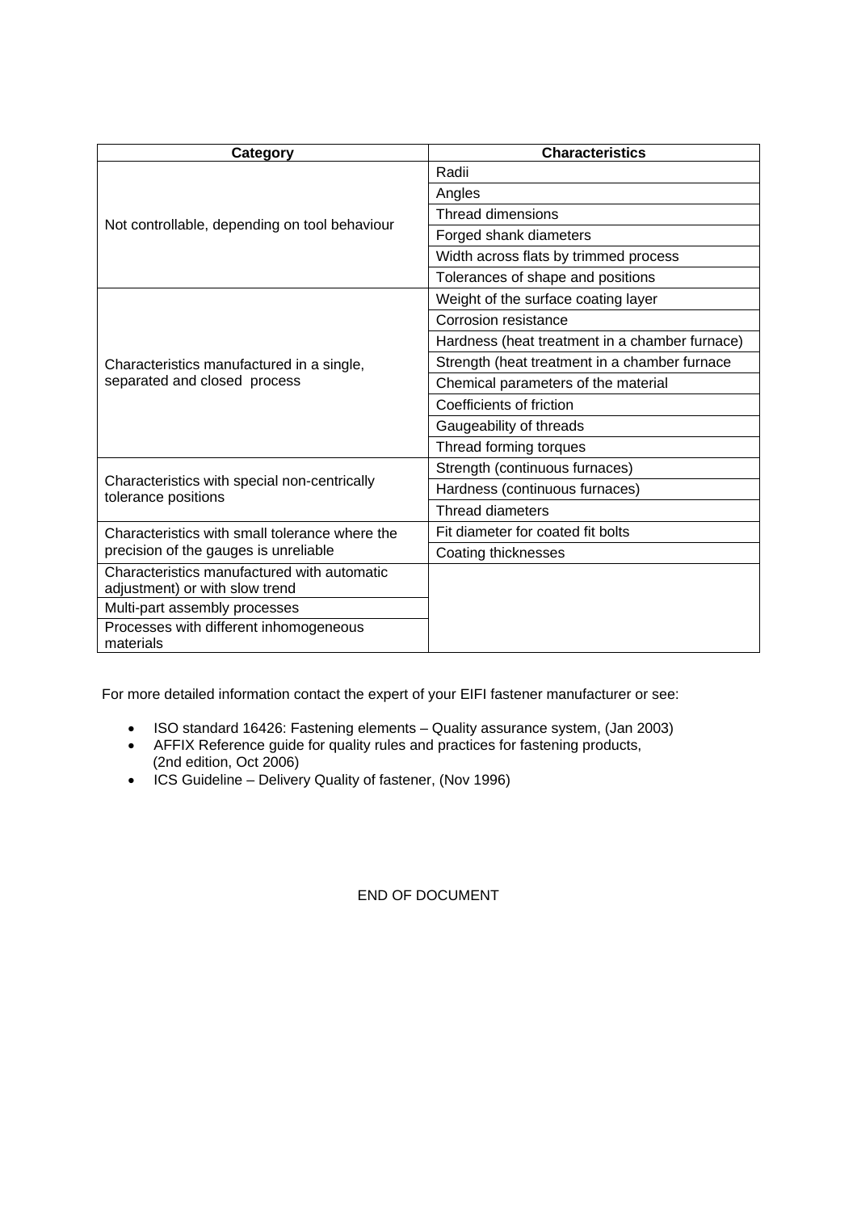| Category | Characteristics |
|---|---|
| Not controllable, depending on tool behaviour | Radii |
| | Angles |
| | Thread dimensions |
| | Forged shank diameters |
| | Width across flats by trimmed process |
| | Tolerances of shape and positions |
| Characteristics manufactured in a single, separated and closed process | Weight of the surface coating layer |
| | Corrosion resistance |
| | Hardness (heat treatment in a chamber furnace) |
| | Strength (heat treatment in a chamber furnace |
| | Chemical parameters of the material |
| | Coefficients of friction |
| | Gaugeability of threads |
| | Thread forming torques |
| Characteristics with special non-centrically tolerance positions | Strength (continuous furnaces) |
| | Hardness (continuous furnaces) |
| | Thread diameters |
| Characteristics with small tolerance where the precision of the gauges is unreliable | Fit diameter for coated fit bolts |
| | Coating thicknesses |
| Characteristics manufactured with automatic adjustment) or with slow trend | |
| Multi-part assembly processes | |
| Processes with different inhomogeneous materials | |

For more detailed information contact the expert of your EIFI fastener manufacturer or see:

- ISO standard 16426: Fastening elements – Quality assurance system, (Jan 2003)
- AFFIX Reference guide for quality rules and practices for fastening products, (2nd edition, Oct 2006)
- ICS Guideline – Delivery Quality of fastener, (Nov 1996)

END OF DOCUMENT